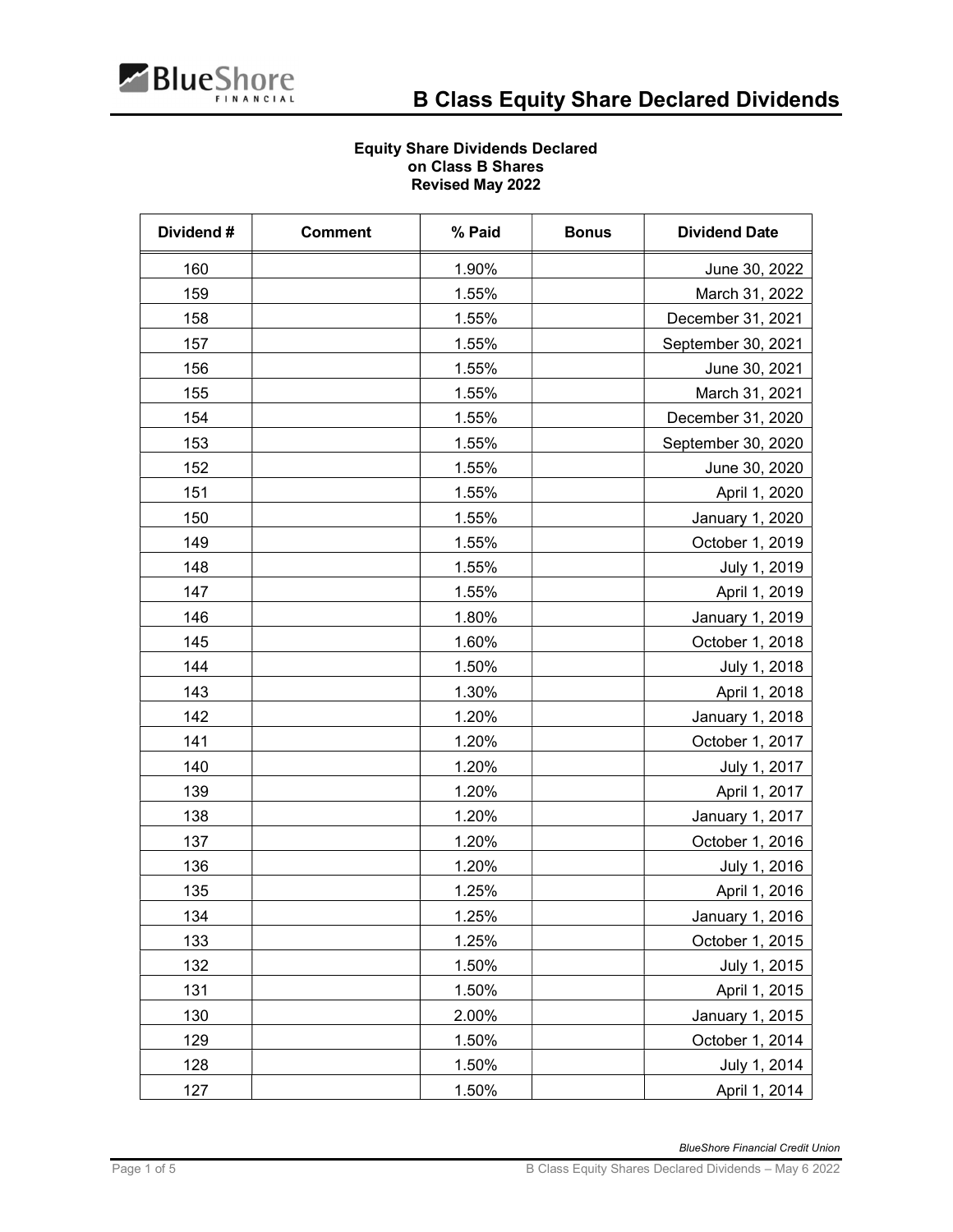# B Class Equity Share Declared Dividends

**Equity Share Dividends Declared**
**on Class B Shares**
**Revised May 2022**

| Dividend # | Comment | % Paid | Bonus | Dividend Date |
|---|---|---|---|---|
| 160 | | 1.90% | | June 30, 2022 |
| 159 | | 1.55% | | March 31, 2022 |
| 158 | | 1.55% | | December 31, 2021 |
| 157 | | 1.55% | | September 30, 2021 |
| 156 | | 1.55% | | June 30, 2021 |
| 155 | | 1.55% | | March 31, 2021 |
| 154 | | 1.55% | | December 31, 2020 |
| 153 | | 1.55% | | September 30, 2020 |
| 152 | | 1.55% | | June 30, 2020 |
| 151 | | 1.55% | | April 1, 2020 |
| 150 | | 1.55% | | January 1, 2020 |
| 149 | | 1.55% | | October 1, 2019 |
| 148 | | 1.55% | | July 1, 2019 |
| 147 | | 1.55% | | April 1, 2019 |
| 146 | | 1.80% | | January 1, 2019 |
| 145 | | 1.60% | | October 1, 2018 |
| 144 | | 1.50% | | July 1, 2018 |
| 143 | | 1.30% | | April 1, 2018 |
| 142 | | 1.20% | | January 1, 2018 |
| 141 | | 1.20% | | October 1, 2017 |
| 140 | | 1.20% | | July 1, 2017 |
| 139 | | 1.20% | | April 1, 2017 |
| 138 | | 1.20% | | January 1, 2017 |
| 137 | | 1.20% | | October 1, 2016 |
| 136 | | 1.20% | | July 1, 2016 |
| 135 | | 1.25% | | April 1, 2016 |
| 134 | | 1.25% | | January 1, 2016 |
| 133 | | 1.25% | | October 1, 2015 |
| 132 | | 1.50% | | July 1, 2015 |
| 131 | | 1.50% | | April 1, 2015 |
| 130 | | 2.00% | | January 1, 2015 |
| 129 | | 1.50% | | October 1, 2014 |
| 128 | | 1.50% | | July 1, 2014 |
| 127 | | 1.50% | | April 1, 2014 |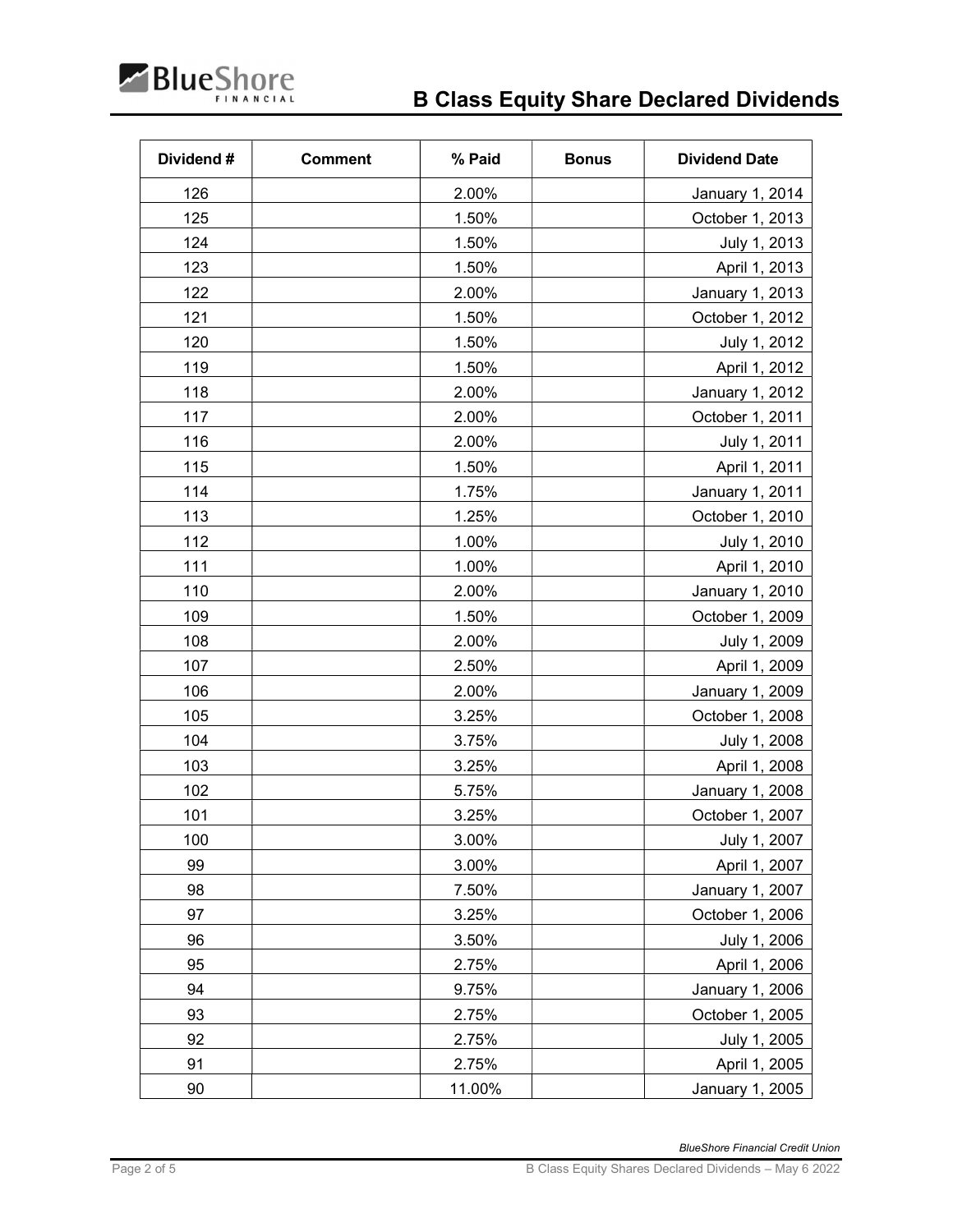# B Class Equity Share Declared Dividends

| Dividend # | Comment | % Paid | Bonus | Dividend Date |
|---|---|---|---|---|
| 126 | | 2.00% | | January 1, 2014 |
| 125 | | 1.50% | | October 1, 2013 |
| 124 | | 1.50% | | July 1, 2013 |
| 123 | | 1.50% | | April 1, 2013 |
| 122 | | 2.00% | | January 1, 2013 |
| 121 | | 1.50% | | October 1, 2012 |
| 120 | | 1.50% | | July 1, 2012 |
| 119 | | 1.50% | | April 1, 2012 |
| 118 | | 2.00% | | January 1, 2012 |
| 117 | | 2.00% | | October 1, 2011 |
| 116 | | 2.00% | | July 1, 2011 |
| 115 | | 1.50% | | April 1, 2011 |
| 114 | | 1.75% | | January 1, 2011 |
| 113 | | 1.25% | | October 1, 2010 |
| 112 | | 1.00% | | July 1, 2010 |
| 111 | | 1.00% | | April 1, 2010 |
| 110 | | 2.00% | | January 1, 2010 |
| 109 | | 1.50% | | October 1, 2009 |
| 108 | | 2.00% | | July 1, 2009 |
| 107 | | 2.50% | | April 1, 2009 |
| 106 | | 2.00% | | January 1, 2009 |
| 105 | | 3.25% | | October 1, 2008 |
| 104 | | 3.75% | | July 1, 2008 |
| 103 | | 3.25% | | April 1, 2008 |
| 102 | | 5.75% | | January 1, 2008 |
| 101 | | 3.25% | | October 1, 2007 |
| 100 | | 3.00% | | July 1, 2007 |
| 99 | | 3.00% | | April 1, 2007 |
| 98 | | 7.50% | | January 1, 2007 |
| 97 | | 3.25% | | October 1, 2006 |
| 96 | | 3.50% | | July 1, 2006 |
| 95 | | 2.75% | | April 1, 2006 |
| 94 | | 9.75% | | January 1, 2006 |
| 93 | | 2.75% | | October 1, 2005 |
| 92 | | 2.75% | | July 1, 2005 |
| 91 | | 2.75% | | April 1, 2005 |
| 90 | | 11.00% | | January 1, 2005 |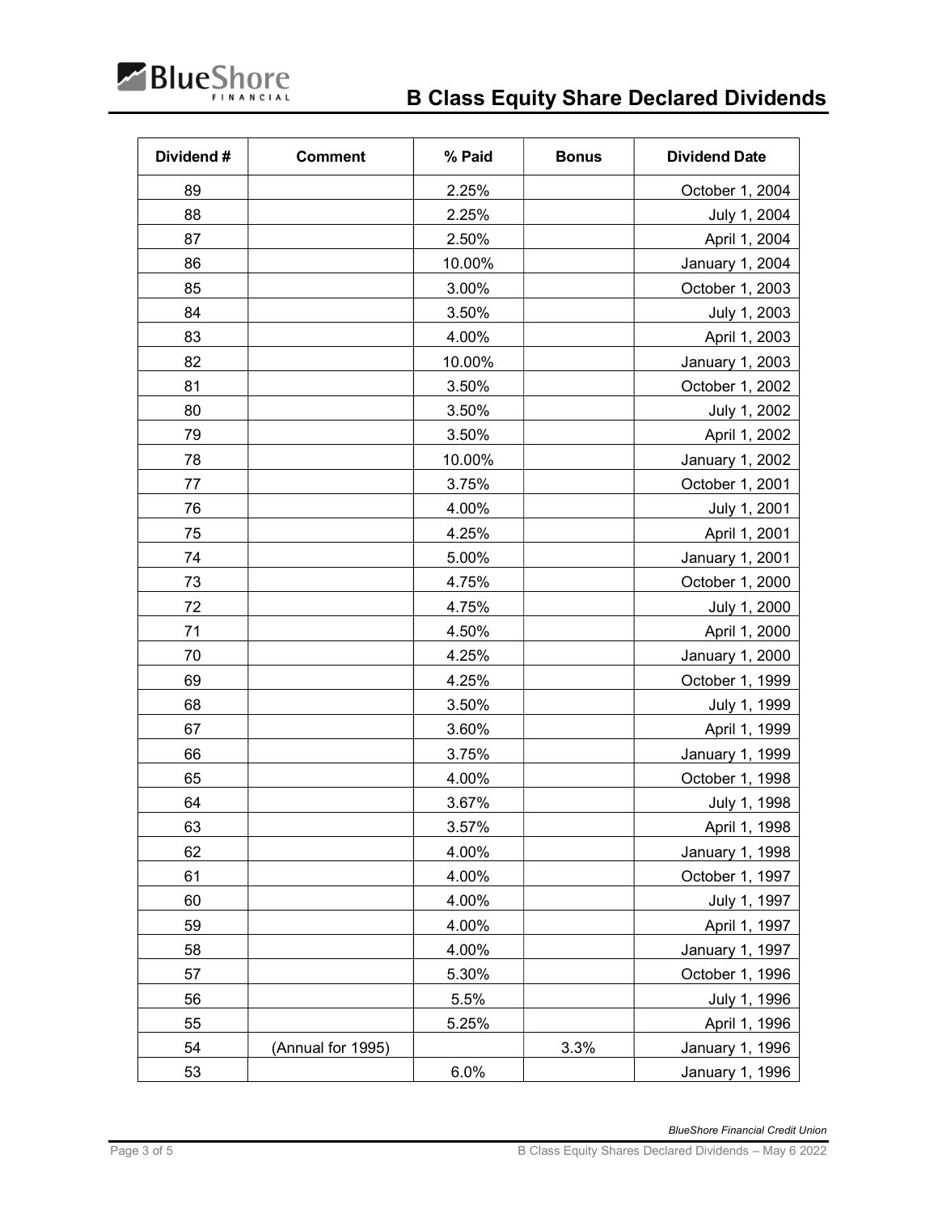# B Class Equity Share Declared Dividends

| Dividend # | Comment | % Paid | Bonus | Dividend Date |
|---|---|---|---|---|
| 89 | | 2.25% | | October 1, 2004 |
| 88 | | 2.25% | | July 1, 2004 |
| 87 | | 2.50% | | April 1, 2004 |
| 86 | | 10.00% | | January 1, 2004 |
| 85 | | 3.00% | | October 1, 2003 |
| 84 | | 3.50% | | July 1, 2003 |
| 83 | | 4.00% | | April 1, 2003 |
| 82 | | 10.00% | | January 1, 2003 |
| 81 | | 3.50% | | October 1, 2002 |
| 80 | | 3.50% | | July 1, 2002 |
| 79 | | 3.50% | | April 1, 2002 |
| 78 | | 10.00% | | January 1, 2002 |
| 77 | | 3.75% | | October 1, 2001 |
| 76 | | 4.00% | | July 1, 2001 |
| 75 | | 4.25% | | April 1, 2001 |
| 74 | | 5.00% | | January 1, 2001 |
| 73 | | 4.75% | | October 1, 2000 |
| 72 | | 4.75% | | July 1, 2000 |
| 71 | | 4.50% | | April 1, 2000 |
| 70 | | 4.25% | | January 1, 2000 |
| 69 | | 4.25% | | October 1, 1999 |
| 68 | | 3.50% | | July 1, 1999 |
| 67 | | 3.60% | | April 1, 1999 |
| 66 | | 3.75% | | January 1, 1999 |
| 65 | | 4.00% | | October 1, 1998 |
| 64 | | 3.67% | | July 1, 1998 |
| 63 | | 3.57% | | April 1, 1998 |
| 62 | | 4.00% | | January 1, 1998 |
| 61 | | 4.00% | | October 1, 1997 |
| 60 | | 4.00% | | July 1, 1997 |
| 59 | | 4.00% | | April 1, 1997 |
| 58 | | 4.00% | | January 1, 1997 |
| 57 | | 5.30% | | October 1, 1996 |
| 56 | | 5.5% | | July 1, 1996 |
| 55 | | 5.25% | | April 1, 1996 |
| 54 | (Annual for 1995) | | 3.3% | January 1, 1996 |
| 53 | | 6.0% | | January 1, 1996 |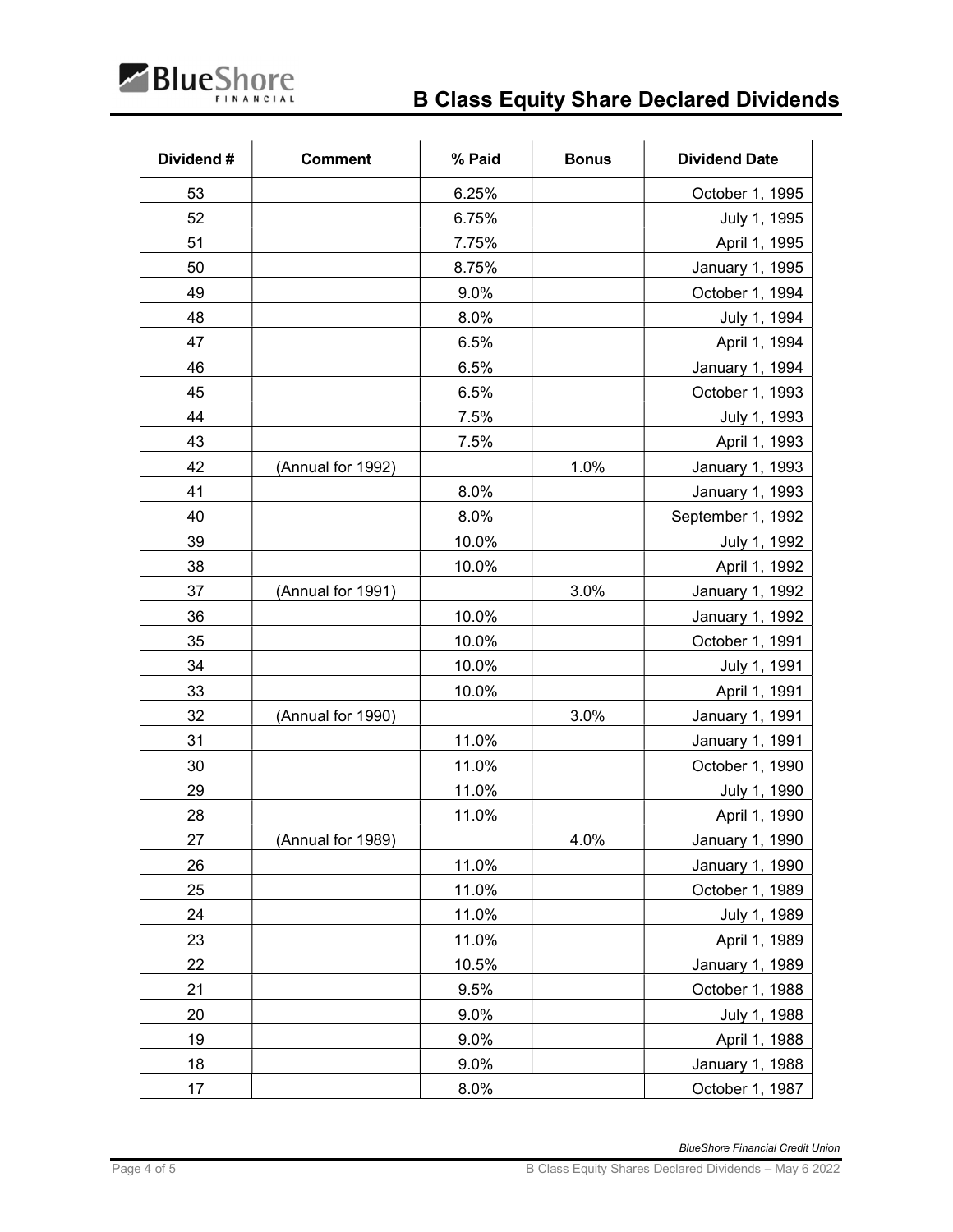# B Class Equity Share Declared Dividends

| Dividend # | Comment | % Paid | Bonus | Dividend Date |
|---|---|---|---|---|
| 53 | | 6.25% | | October 1, 1995 |
| 52 | | 6.75% | | July 1, 1995 |
| 51 | | 7.75% | | April 1, 1995 |
| 50 | | 8.75% | | January 1, 1995 |
| 49 | | 9.0% | | October 1, 1994 |
| 48 | | 8.0% | | July 1, 1994 |
| 47 | | 6.5% | | April 1, 1994 |
| 46 | | 6.5% | | January 1, 1994 |
| 45 | | 6.5% | | October 1, 1993 |
| 44 | | 7.5% | | July 1, 1993 |
| 43 | | 7.5% | | April 1, 1993 |
| 42 | (Annual for 1992) | | 1.0% | January 1, 1993 |
| 41 | | 8.0% | | January 1, 1993 |
| 40 | | 8.0% | | September 1, 1992 |
| 39 | | 10.0% | | July 1, 1992 |
| 38 | | 10.0% | | April 1, 1992 |
| 37 | (Annual for 1991) | | 3.0% | January 1, 1992 |
| 36 | | 10.0% | | January 1, 1992 |
| 35 | | 10.0% | | October 1, 1991 |
| 34 | | 10.0% | | July 1, 1991 |
| 33 | | 10.0% | | April 1, 1991 |
| 32 | (Annual for 1990) | | 3.0% | January 1, 1991 |
| 31 | | 11.0% | | January 1, 1991 |
| 30 | | 11.0% | | October 1, 1990 |
| 29 | | 11.0% | | July 1, 1990 |
| 28 | | 11.0% | | April 1, 1990 |
| 27 | (Annual for 1989) | | 4.0% | January 1, 1990 |
| 26 | | 11.0% | | January 1, 1990 |
| 25 | | 11.0% | | October 1, 1989 |
| 24 | | 11.0% | | July 1, 1989 |
| 23 | | 11.0% | | April 1, 1989 |
| 22 | | 10.5% | | January 1, 1989 |
| 21 | | 9.5% | | October 1, 1988 |
| 20 | | 9.0% | | July 1, 1988 |
| 19 | | 9.0% | | April 1, 1988 |
| 18 | | 9.0% | | January 1, 1988 |
| 17 | | 8.0% | | October 1, 1987 |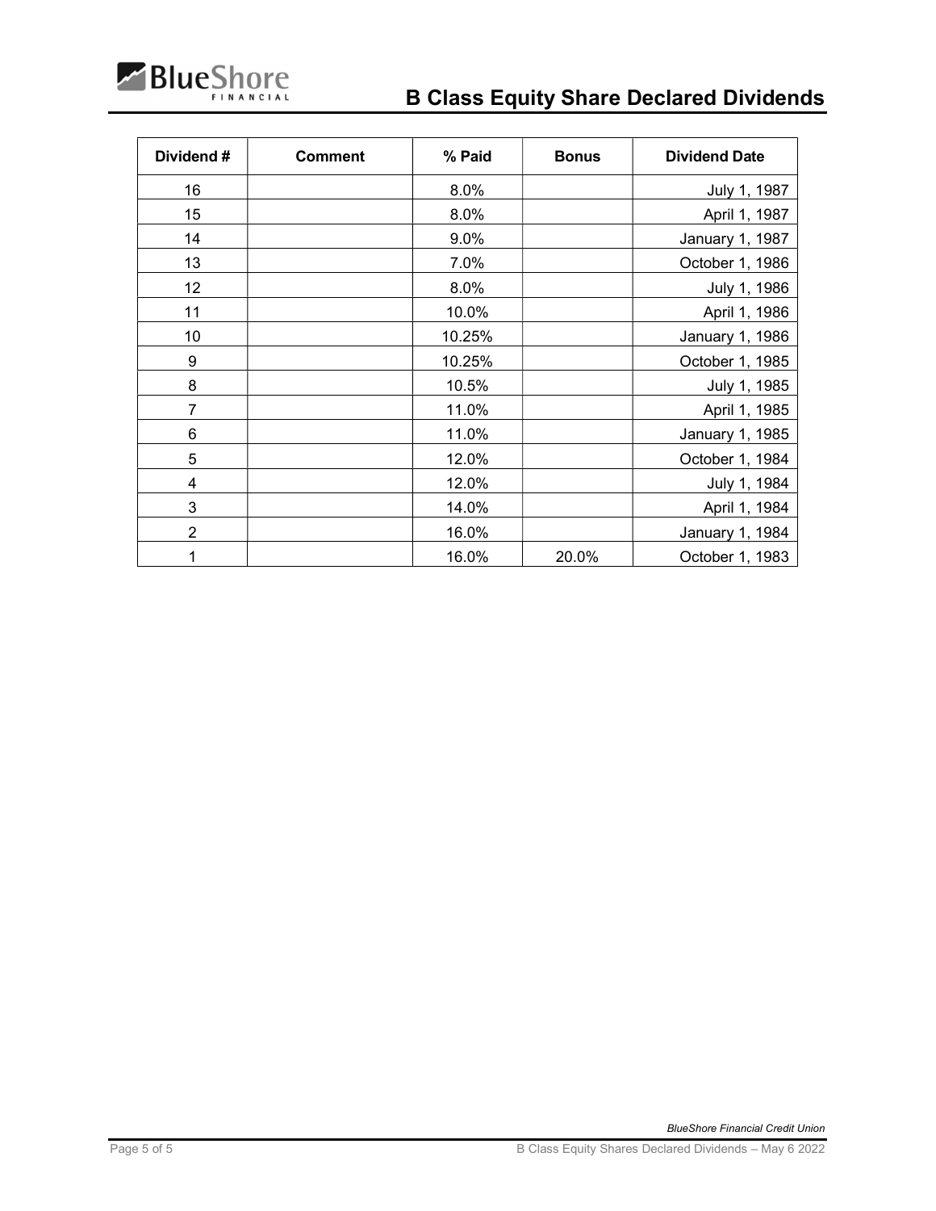# B Class Equity Share Declared Dividends

| Dividend # | Comment | % Paid | Bonus | Dividend Date |
|---|---|---|---|---|
| 16 | | 8.0% | | July 1, 1987 |
| 15 | | 8.0% | | April 1, 1987 |
| 14 | | 9.0% | | January 1, 1987 |
| 13 | | 7.0% | | October 1, 1986 |
| 12 | | 8.0% | | July 1, 1986 |
| 11 | | 10.0% | | April 1, 1986 |
| 10 | | 10.25% | | January 1, 1986 |
| 9 | | 10.25% | | October 1, 1985 |
| 8 | | 10.5% | | July 1, 1985 |
| 7 | | 11.0% | | April 1, 1985 |
| 6 | | 11.0% | | January 1, 1985 |
| 5 | | 12.0% | | October 1, 1984 |
| 4 | | 12.0% | | July 1, 1984 |
| 3 | | 14.0% | | April 1, 1984 |
| 2 | | 16.0% | | January 1, 1984 |
| 1 | | 16.0% | 20.0% | October 1, 1983 |